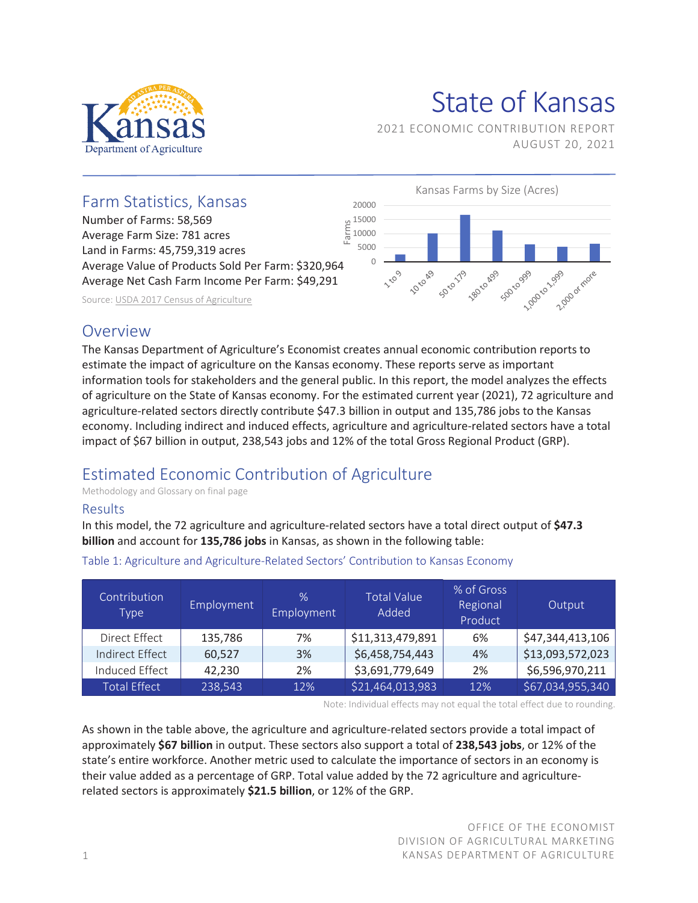# State of Kansas

2021 ECONOMIC CONTRIBUTION REPORT
AUGUST 20, 2021

## Farm Statistics, Kansas

Number of Farms: 58,569
Average Farm Size: 781 acres
Land in Farms: 45,759,319 acres
Average Value of Products Sold Per Farm: $320,964
Average Net Cash Farm Income Per Farm: $49,291

Source: USDA 2017 Census of Agriculture

Kansas Farms by Size (Acres)

## Overview

The Kansas Department of Agriculture's Economist creates annual economic contribution reports to estimate the impact of agriculture on the Kansas economy. These reports serve as important information tools for stakeholders and the general public. In this report, the model analyzes the effects of agriculture on the State of Kansas economy. For the estimated current year (2021), 72 agriculture and agriculture-related sectors directly contribute $47.3 billion in output and 135,786 jobs to the Kansas economy. Including indirect and induced effects, agriculture and agriculture-related sectors have a total impact of $67 billion in output, 238,543 jobs and 12% of the total Gross Regional Product (GRP).

## Estimated Economic Contribution of Agriculture

Methodology and Glossary on final page

### Results

In this model, the 72 agriculture and agriculture-related sectors have a total direct output of **$47.3 billion** and account for **135,786 jobs** in Kansas, as shown in the following table:

Table 1: Agriculture and Agriculture-Related Sectors' Contribution to Kansas Economy

| Contribution Type | Employment | % Employment | Total Value Added | % of Gross Regional Product | Output |
|---|---|---|---|---|---|
| Direct Effect | 135,786 | 7% | $11,313,479,891 | 6% | $47,344,413,106 |
| Indirect Effect | 60,527 | 3% | $6,458,754,443 | 4% | $13,093,572,023 |
| Induced Effect | 42,230 | 2% | $3,691,779,649 | 2% | $6,596,970,211 |
| Total Effect | 238,543 | 12% | $21,464,013,983 | 12% | $67,034,955,340 |

Note: Individual effects may not equal the total effect due to rounding.

As shown in the table above, the agriculture and agriculture-related sectors provide a total impact of approximately **$67 billion** in output. These sectors also support a total of **238,543 jobs**, or 12% of the state's entire workforce. Another metric used to calculate the importance of sectors in an economy is their value added as a percentage of GRP. Total value added by the 72 agriculture and agriculture-related sectors is approximately **$21.5 billion**, or 12% of the GRP.

OFFICE OF THE ECONOMIST
DIVISION OF AGRICULTURAL MARKETING
KANSAS DEPARTMENT OF AGRICULTURE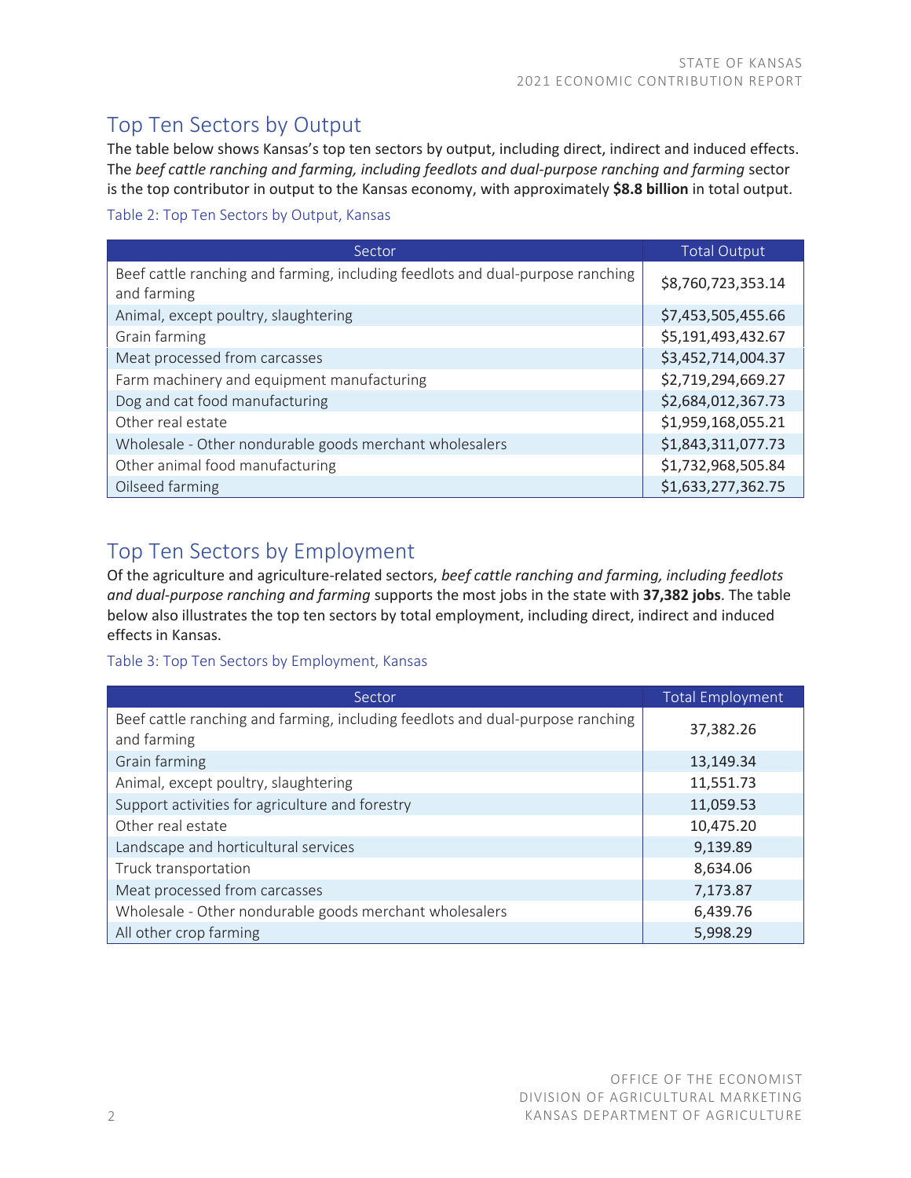## Top Ten Sectors by Output

The table below shows Kansas's top ten sectors by output, including direct, indirect and induced effects. The *beef cattle ranching and farming, including feedlots and dual-purpose ranching and farming* sector is the top contributor in output to the Kansas economy, with approximately **$8.8 billion** in total output.

Table 2: Top Ten Sectors by Output, Kansas

| Sector | Total Output |
|---|---|
| Beef cattle ranching and farming, including feedlots and dual-purpose ranching and farming | $8,760,723,353.14 |
| Animal, except poultry, slaughtering | $7,453,505,455.66 |
| Grain farming | $5,191,493,432.67 |
| Meat processed from carcasses | $3,452,714,004.37 |
| Farm machinery and equipment manufacturing | $2,719,294,669.27 |
| Dog and cat food manufacturing | $2,684,012,367.73 |
| Other real estate | $1,959,168,055.21 |
| Wholesale - Other nondurable goods merchant wholesalers | $1,843,311,077.73 |
| Other animal food manufacturing | $1,732,968,505.84 |
| Oilseed farming | $1,633,277,362.75 |

## Top Ten Sectors by Employment

Of the agriculture and agriculture-related sectors, *beef cattle ranching and farming, including feedlots and dual-purpose ranching and farming* supports the most jobs in the state with **37,382 jobs**. The table below also illustrates the top ten sectors by total employment, including direct, indirect and induced effects in Kansas.

Table 3: Top Ten Sectors by Employment, Kansas

| Sector | Total Employment |
|---|---|
| Beef cattle ranching and farming, including feedlots and dual-purpose ranching and farming | 37,382.26 |
| Grain farming | 13,149.34 |
| Animal, except poultry, slaughtering | 11,551.73 |
| Support activities for agriculture and forestry | 11,059.53 |
| Other real estate | 10,475.20 |
| Landscape and horticultural services | 9,139.89 |
| Truck transportation | 8,634.06 |
| Meat processed from carcasses | 7,173.87 |
| Wholesale - Other nondurable goods merchant wholesalers | 6,439.76 |
| All other crop farming | 5,998.29 |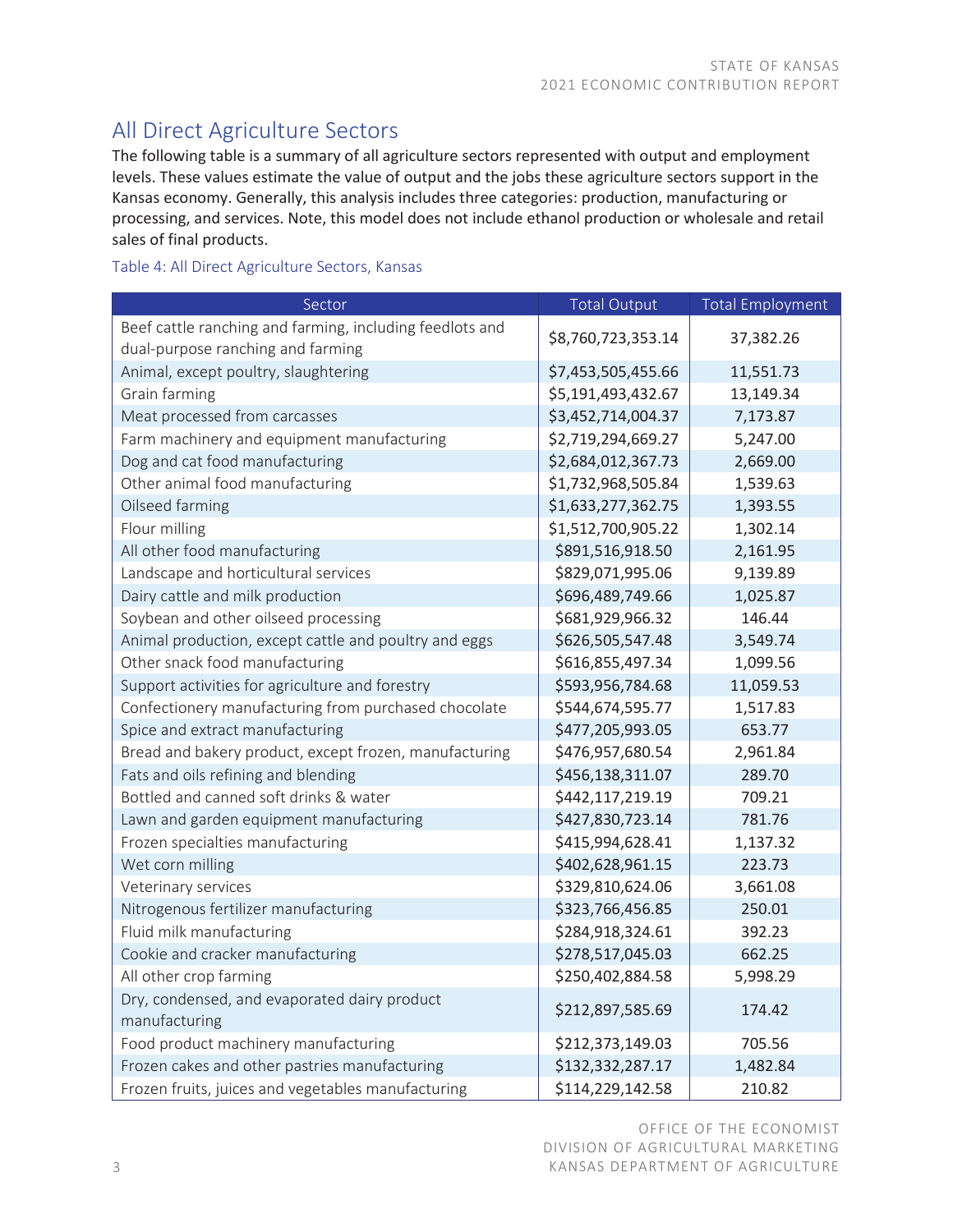## All Direct Agriculture Sectors

The following table is a summary of all agriculture sectors represented with output and employment levels. These values estimate the value of output and the jobs these agriculture sectors support in the Kansas economy. Generally, this analysis includes three categories: production, manufacturing or processing, and services. Note, this model does not include ethanol production or wholesale and retail sales of final products.

Table 4: All Direct Agriculture Sectors, Kansas

| Sector | Total Output | Total Employment |
|---|---|---|
| Beef cattle ranching and farming, including feedlots and dual-purpose ranching and farming | $8,760,723,353.14 | 37,382.26 |
| Animal, except poultry, slaughtering | $7,453,505,455.66 | 11,551.73 |
| Grain farming | $5,191,493,432.67 | 13,149.34 |
| Meat processed from carcasses | $3,452,714,004.37 | 7,173.87 |
| Farm machinery and equipment manufacturing | $2,719,294,669.27 | 5,247.00 |
| Dog and cat food manufacturing | $2,684,012,367.73 | 2,669.00 |
| Other animal food manufacturing | $1,732,968,505.84 | 1,539.63 |
| Oilseed farming | $1,633,277,362.75 | 1,393.55 |
| Flour milling | $1,512,700,905.22 | 1,302.14 |
| All other food manufacturing | $891,516,918.50 | 2,161.95 |
| Landscape and horticultural services | $829,071,995.06 | 9,139.89 |
| Dairy cattle and milk production | $696,489,749.66 | 1,025.87 |
| Soybean and other oilseed processing | $681,929,966.32 | 146.44 |
| Animal production, except cattle and poultry and eggs | $626,505,547.48 | 3,549.74 |
| Other snack food manufacturing | $616,855,497.34 | 1,099.56 |
| Support activities for agriculture and forestry | $593,956,784.68 | 11,059.53 |
| Confectionery manufacturing from purchased chocolate | $544,674,595.77 | 1,517.83 |
| Spice and extract manufacturing | $477,205,993.05 | 653.77 |
| Bread and bakery product, except frozen, manufacturing | $476,957,680.54 | 2,961.84 |
| Fats and oils refining and blending | $456,138,311.07 | 289.70 |
| Bottled and canned soft drinks & water | $442,117,219.19 | 709.21 |
| Lawn and garden equipment manufacturing | $427,830,723.14 | 781.76 |
| Frozen specialties manufacturing | $415,994,628.41 | 1,137.32 |
| Wet corn milling | $402,628,961.15 | 223.73 |
| Veterinary services | $329,810,624.06 | 3,661.08 |
| Nitrogenous fertilizer manufacturing | $323,766,456.85 | 250.01 |
| Fluid milk manufacturing | $284,918,324.61 | 392.23 |
| Cookie and cracker manufacturing | $278,517,045.03 | 662.25 |
| All other crop farming | $250,402,884.58 | 5,998.29 |
| Dry, condensed, and evaporated dairy product manufacturing | $212,897,585.69 | 174.42 |
| Food product machinery manufacturing | $212,373,149.03 | 705.56 |
| Frozen cakes and other pastries manufacturing | $132,332,287.17 | 1,482.84 |
| Frozen fruits, juices and vegetables manufacturing | $114,229,142.58 | 210.82 |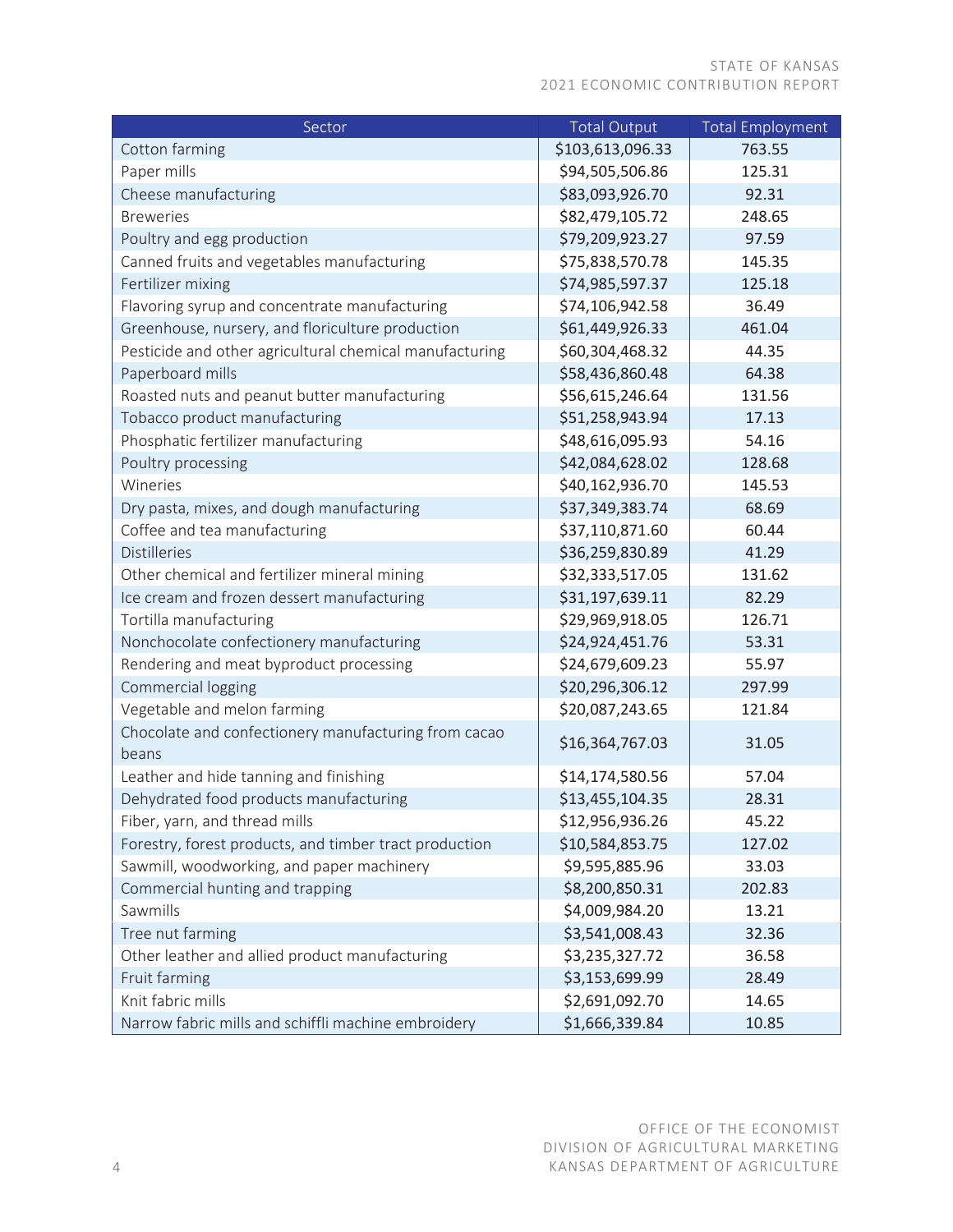| Sector | Total Output | Total Employment |
|---|---|---|
| Cotton farming | $103,613,096.33 | 763.55 |
| Paper mills | $94,505,506.86 | 125.31 |
| Cheese manufacturing | $83,093,926.70 | 92.31 |
| Breweries | $82,479,105.72 | 248.65 |
| Poultry and egg production | $79,209,923.27 | 97.59 |
| Canned fruits and vegetables manufacturing | $75,838,570.78 | 145.35 |
| Fertilizer mixing | $74,985,597.37 | 125.18 |
| Flavoring syrup and concentrate manufacturing | $74,106,942.58 | 36.49 |
| Greenhouse, nursery, and floriculture production | $61,449,926.33 | 461.04 |
| Pesticide and other agricultural chemical manufacturing | $60,304,468.32 | 44.35 |
| Paperboard mills | $58,436,860.48 | 64.38 |
| Roasted nuts and peanut butter manufacturing | $56,615,246.64 | 131.56 |
| Tobacco product manufacturing | $51,258,943.94 | 17.13 |
| Phosphatic fertilizer manufacturing | $48,616,095.93 | 54.16 |
| Poultry processing | $42,084,628.02 | 128.68 |
| Wineries | $40,162,936.70 | 145.53 |
| Dry pasta, mixes, and dough manufacturing | $37,349,383.74 | 68.69 |
| Coffee and tea manufacturing | $37,110,871.60 | 60.44 |
| Distilleries | $36,259,830.89 | 41.29 |
| Other chemical and fertilizer mineral mining | $32,333,517.05 | 131.62 |
| Ice cream and frozen dessert manufacturing | $31,197,639.11 | 82.29 |
| Tortilla manufacturing | $29,969,918.05 | 126.71 |
| Nonchocolate confectionery manufacturing | $24,924,451.76 | 53.31 |
| Rendering and meat byproduct processing | $24,679,609.23 | 55.97 |
| Commercial logging | $20,296,306.12 | 297.99 |
| Vegetable and melon farming | $20,087,243.65 | 121.84 |
| Chocolate and confectionery manufacturing from cacao beans | $16,364,767.03 | 31.05 |
| Leather and hide tanning and finishing | $14,174,580.56 | 57.04 |
| Dehydrated food products manufacturing | $13,455,104.35 | 28.31 |
| Fiber, yarn, and thread mills | $12,956,936.26 | 45.22 |
| Forestry, forest products, and timber tract production | $10,584,853.75 | 127.02 |
| Sawmill, woodworking, and paper machinery | $9,595,885.96 | 33.03 |
| Commercial hunting and trapping | $8,200,850.31 | 202.83 |
| Sawmills | $4,009,984.20 | 13.21 |
| Tree nut farming | $3,541,008.43 | 32.36 |
| Other leather and allied product manufacturing | $3,235,327.72 | 36.58 |
| Fruit farming | $3,153,699.99 | 28.49 |
| Knit fabric mills | $2,691,092.70 | 14.65 |
| Narrow fabric mills and schiffli machine embroidery | $1,666,339.84 | 10.85 |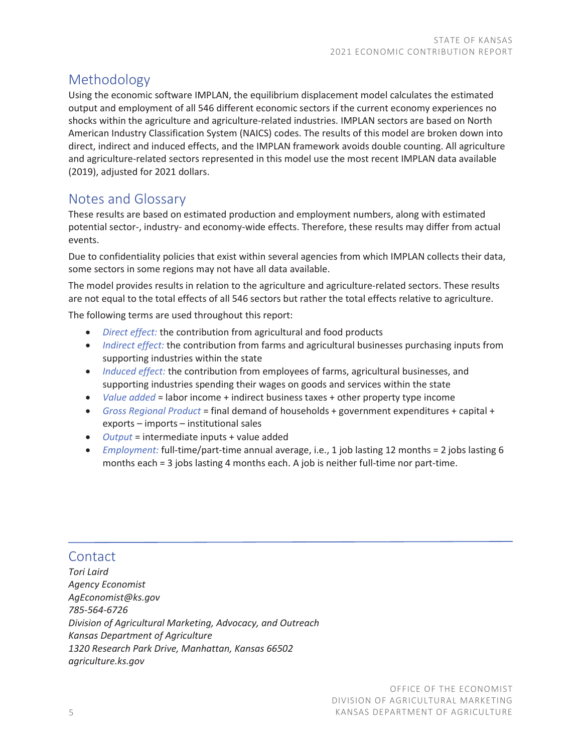## Methodology

Using the economic software IMPLAN, the equilibrium displacement model calculates the estimated output and employment of all 546 different economic sectors if the current economy experiences no shocks within the agriculture and agriculture-related industries. IMPLAN sectors are based on North American Industry Classification System (NAICS) codes. The results of this model are broken down into direct, indirect and induced effects, and the IMPLAN framework avoids double counting. All agriculture and agriculture-related sectors represented in this model use the most recent IMPLAN data available (2019), adjusted for 2021 dollars.

## Notes and Glossary

These results are based on estimated production and employment numbers, along with estimated potential sector-, industry- and economy-wide effects. Therefore, these results may differ from actual events.

Due to confidentiality policies that exist within several agencies from which IMPLAN collects their data, some sectors in some regions may not have all data available.

The model provides results in relation to the agriculture and agriculture-related sectors. These results are not equal to the total effects of all 546 sectors but rather the total effects relative to agriculture.

The following terms are used throughout this report:

- *Direct effect:* the contribution from agricultural and food products
- *Indirect effect:* the contribution from farms and agricultural businesses purchasing inputs from supporting industries within the state
- *Induced effect:* the contribution from employees of farms, agricultural businesses, and supporting industries spending their wages on goods and services within the state
- *Value added* = labor income + indirect business taxes + other property type income
- *Gross Regional Product* = final demand of households + government expenditures + capital + exports – imports – institutional sales
- *Output* = intermediate inputs + value added
- *Employment:* full-time/part-time annual average, i.e., 1 job lasting 12 months = 2 jobs lasting 6 months each = 3 jobs lasting 4 months each. A job is neither full-time nor part-time.

## Contact

*Tori Laird*
*Agency Economist*
*AgEconomist@ks.gov*
*785-564-6726*
*Division of Agricultural Marketing, Advocacy, and Outreach*
*Kansas Department of Agriculture*
*1320 Research Park Drive, Manhattan, Kansas 66502*
*agriculture.ks.gov*